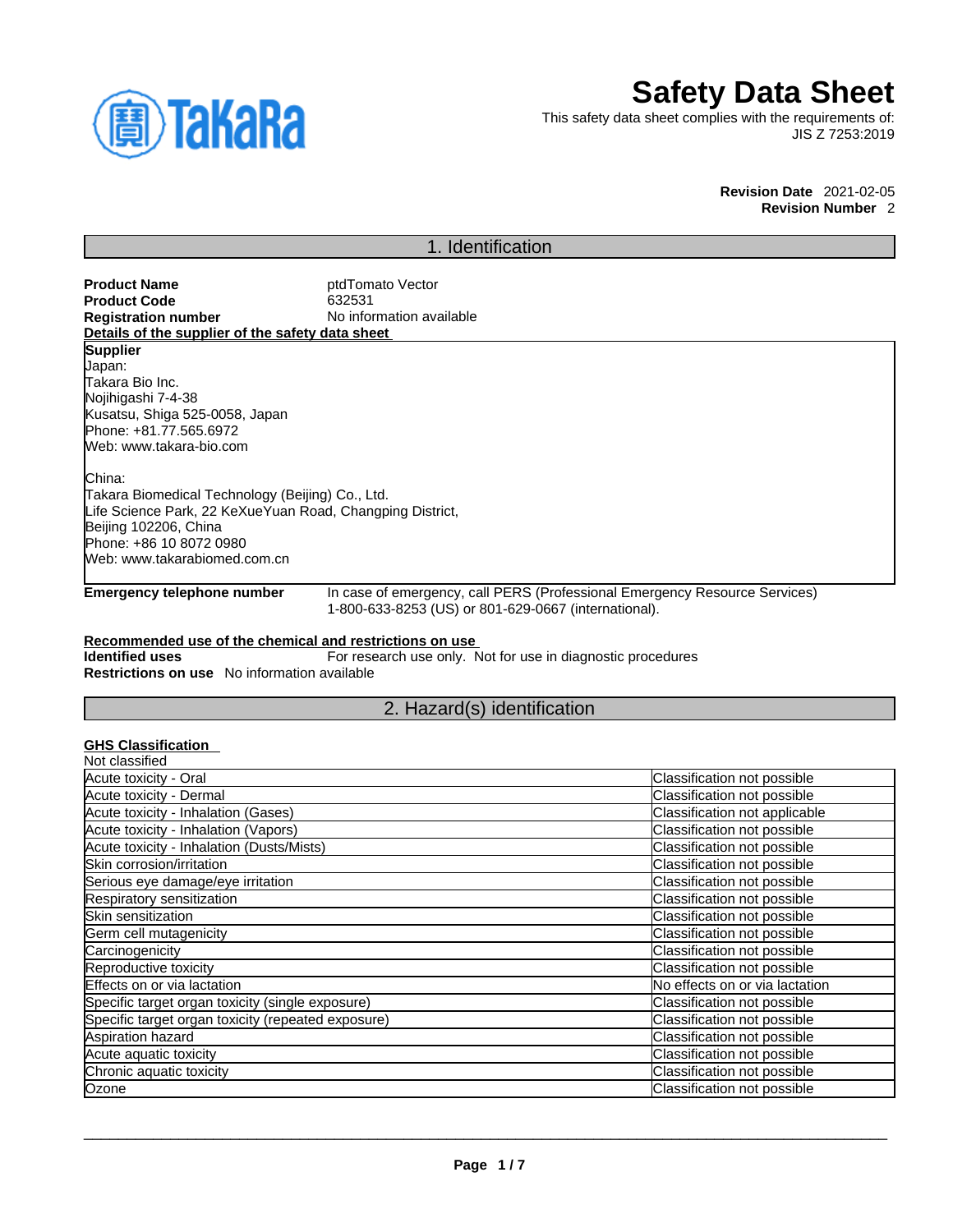# Safety Data Sheet

This safety data sheet complies with the requirements of:
JIS Z 7253:2019

**Revision Date** 2021-02-05
**Revision Number** 2

## 1. Identification

**Product Name** ptdTomato Vector
**Product Code** 632531
**Registration number** No information available

**Details of the supplier of the safety data sheet**

**Supplier**
Japan:
Takara Bio Inc.
Nojihigashi 7-4-38
Kusatsu, Shiga 525-0058, Japan
Phone: +81.77.565.6972
Web: www.takara-bio.com

China:
Takara Biomedical Technology (Beijing) Co., Ltd.
Life Science Park, 22 KeXueYuan Road, Changping District,
Beijing 102206, China
Phone: +86 10 8072 0980
Web: www.takarabiomed.com.cn

**Emergency telephone number** In case of emergency, call PERS (Professional Emergency Resource Services) 1-800-633-8253 (US) or 801-629-0667 (international).

**Recommended use of the chemical and restrictions on use**

**Identified uses** For research use only. Not for use in diagnostic procedures
**Restrictions on use** No information available

## 2. Hazard(s) identification

**GHS Classification**

Not classified

| | |
|---|---|
| Acute toxicity - Oral | Classification not possible |
| Acute toxicity - Dermal | Classification not possible |
| Acute toxicity - Inhalation (Gases) | Classification not applicable |
| Acute toxicity - Inhalation (Vapors) | Classification not possible |
| Acute toxicity - Inhalation (Dusts/Mists) | Classification not possible |
| Skin corrosion/irritation | Classification not possible |
| Serious eye damage/eye irritation | Classification not possible |
| Respiratory sensitization | Classification not possible |
| Skin sensitization | Classification not possible |
| Germ cell mutagenicity | Classification not possible |
| Carcinogenicity | Classification not possible |
| Reproductive toxicity | Classification not possible |
| Effects on or via lactation | No effects on or via lactation |
| Specific target organ toxicity (single exposure) | Classification not possible |
| Specific target organ toxicity (repeated exposure) | Classification not possible |
| Aspiration hazard | Classification not possible |
| Acute aquatic toxicity | Classification not possible |
| Chronic aquatic toxicity | Classification not possible |
| Ozone | Classification not possible |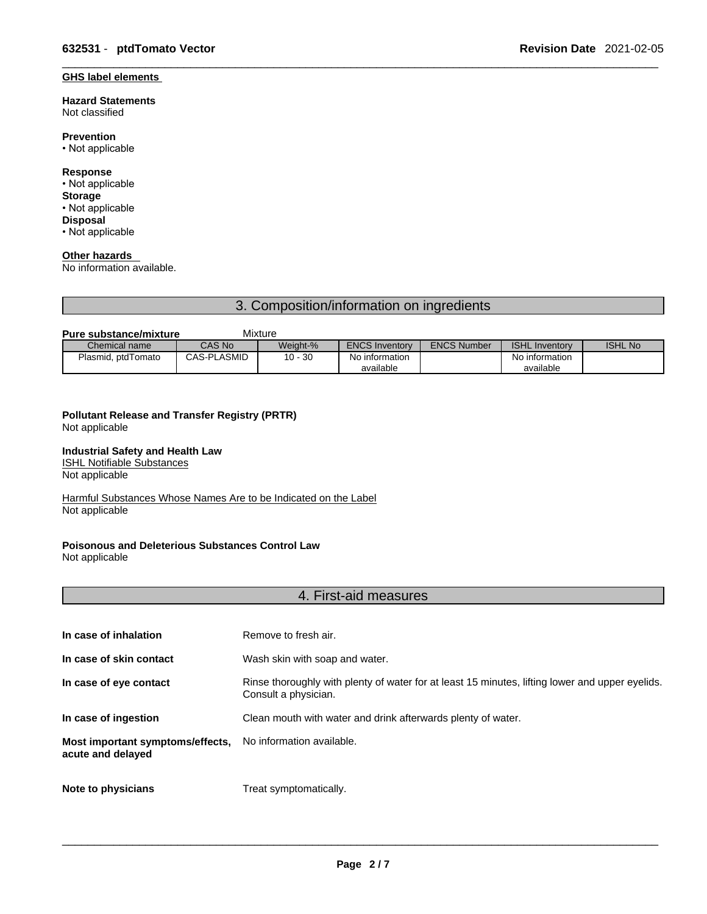**GHS label elements**

**Hazard Statements**
Not classified

**Prevention**
• Not applicable

**Response**
• Not applicable

**Storage**
• Not applicable

**Disposal**
• Not applicable

**Other hazards**
No information available.

## 3. Composition/information on ingredients

**Pure substance/mixture** Mixture

| Chemical name | CAS No | Weight-% | ENCS Inventory | ENCS Number | ISHL Inventory | ISHL No |
|---|---|---|---|---|---|---|
| Plasmid, ptdTomato | CAS-PLASMID | 10 - 30 | No information available | | No information available | |

**Pollutant Release and Transfer Registry (PRTR)**
Not applicable

**Industrial Safety and Health Law**
ISHL Notifiable Substances
Not applicable

Harmful Substances Whose Names Are to be Indicated on the Label
Not applicable

**Poisonous and Deleterious Substances Control Law**
Not applicable

## 4. First-aid measures

**In case of inhalation** Remove to fresh air.

**In case of skin contact** Wash skin with soap and water.

**In case of eye contact** Rinse thoroughly with plenty of water for at least 15 minutes, lifting lower and upper eyelids. Consult a physician.

**In case of ingestion** Clean mouth with water and drink afterwards plenty of water.

**Most important symptoms/effects, acute and delayed** No information available.

**Note to physicians** Treat symptomatically.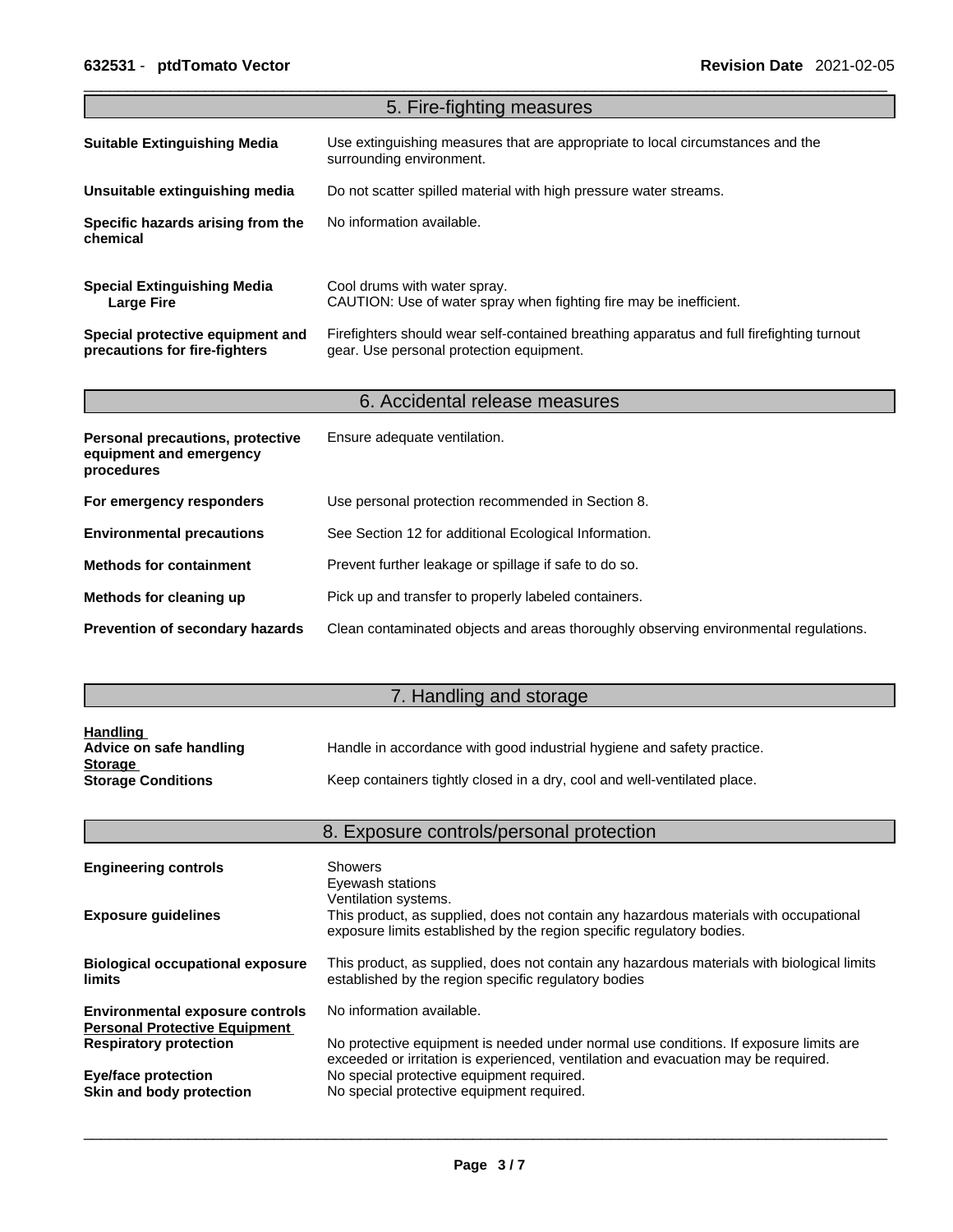## 5. Fire-fighting measures

| | |
|---|---|
| **Suitable Extinguishing Media** | Use extinguishing measures that are appropriate to local circumstances and the surrounding environment. |
| **Unsuitable extinguishing media** | Do not scatter spilled material with high pressure water streams. |
| **Specific hazards arising from the chemical** | No information available. |
| **Special Extinguishing Media**<br>**Large Fire** | Cool drums with water spray.<br>CAUTION: Use of water spray when fighting fire may be inefficient. |
| **Special protective equipment and precautions for fire-fighters** | Firefighters should wear self-contained breathing apparatus and full firefighting turnout gear. Use personal protection equipment. |

## 6. Accidental release measures

| | |
|---|---|
| **Personal precautions, protective equipment and emergency procedures** | Ensure adequate ventilation. |
| **For emergency responders** | Use personal protection recommended in Section 8. |
| **Environmental precautions** | See Section 12 for additional Ecological Information. |
| **Methods for containment** | Prevent further leakage or spillage if safe to do so. |
| **Methods for cleaning up** | Pick up and transfer to properly labeled containers. |
| **Prevention of secondary hazards** | Clean contaminated objects and areas thoroughly observing environmental regulations. |

## 7. Handling and storage

**Handling**

| | |
|---|---|
| **Advice on safe handling** | Handle in accordance with good industrial hygiene and safety practice. |

**Storage**

| | |
|---|---|
| **Storage Conditions** | Keep containers tightly closed in a dry, cool and well-ventilated place. |

## 8. Exposure controls/personal protection

| | |
|---|---|
| **Engineering controls** | Showers<br>Eyewash stations<br>Ventilation systems. |
| **Exposure guidelines** | This product, as supplied, does not contain any hazardous materials with occupational exposure limits established by the region specific regulatory bodies. |
| **Biological occupational exposure limits** | This product, as supplied, does not contain any hazardous materials with biological limits established by the region specific regulatory bodies |
| **Environmental exposure controls** | No information available. |

**Personal Protective Equipment**

| | |
|---|---|
| **Respiratory protection** | No protective equipment is needed under normal use conditions. If exposure limits are exceeded or irritation is experienced, ventilation and evacuation may be required. |
| **Eye/face protection** | No special protective equipment required. |
| **Skin and body protection** | No special protective equipment required. |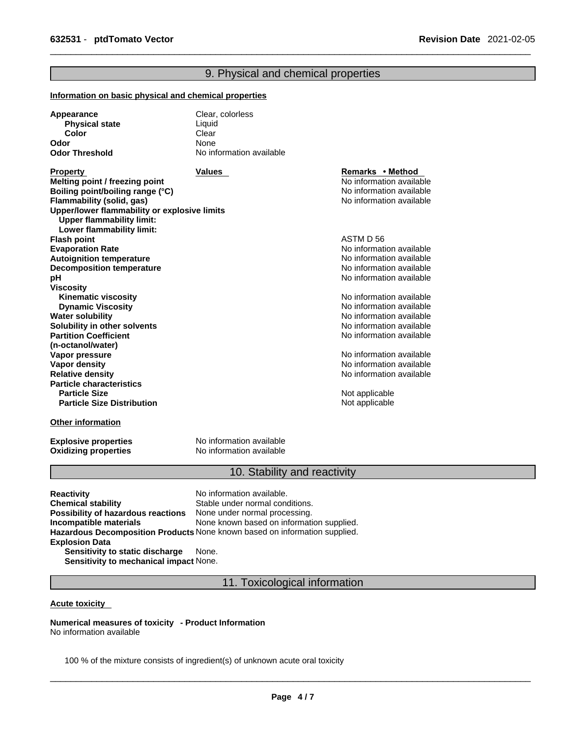## 9. Physical and chemical properties

**Information on basic physical and chemical properties**

| | |
|---|---|
| **Appearance** | Clear, colorless |
| **Physical state** | Liquid |
| **Color** | Clear |
| **Odor** | None |
| **Odor Threshold** | No information available |

| Property | Values | Remarks • Method |
|---|---|---|
| **Melting point / freezing point** | | No information available |
| **Boiling point/boiling range (°C)** | | No information available |
| **Flammability (solid, gas)** | | No information available |
| **Upper/lower flammability or explosive limits** | | |
| **Upper flammability limit:** | | |
| **Lower flammability limit:** | | |
| **Flash point** | | ASTM D 56 |
| **Evaporation Rate** | | No information available |
| **Autoignition temperature** | | No information available |
| **Decomposition temperature** | | No information available |
| **pH** | | No information available |
| **Viscosity** | | |
| **Kinematic viscosity** | | No information available |
| **Dynamic Viscosity** | | No information available |
| **Water solubility** | | No information available |
| **Solubility in other solvents** | | No information available |
| **Partition Coefficient (n-octanol/water)** | | No information available |
| **Vapor pressure** | | No information available |
| **Vapor density** | | No information available |
| **Relative density** | | No information available |
| **Particle characteristics** | | |
| **Particle Size** | | Not applicable |
| **Particle Size Distribution** | | Not applicable |

**Other information**

| | |
|---|---|
| **Explosive properties** | No information available |
| **Oxidizing properties** | No information available |

## 10. Stability and reactivity

| | |
|---|---|
| **Reactivity** | No information available. |
| **Chemical stability** | Stable under normal conditions. |
| **Possibility of hazardous reactions** | None under normal processing. |
| **Incompatible materials** | None known based on information supplied. |
| **Hazardous Decomposition Products** | None known based on information supplied. |
| **Explosion Data** | |
| **Sensitivity to static discharge** | None. |
| **Sensitivity to mechanical impact** | None. |

## 11. Toxicological information

**Acute toxicity**

**Numerical measures of toxicity - Product Information**
No information available

100 % of the mixture consists of ingredient(s) of unknown acute oral toxicity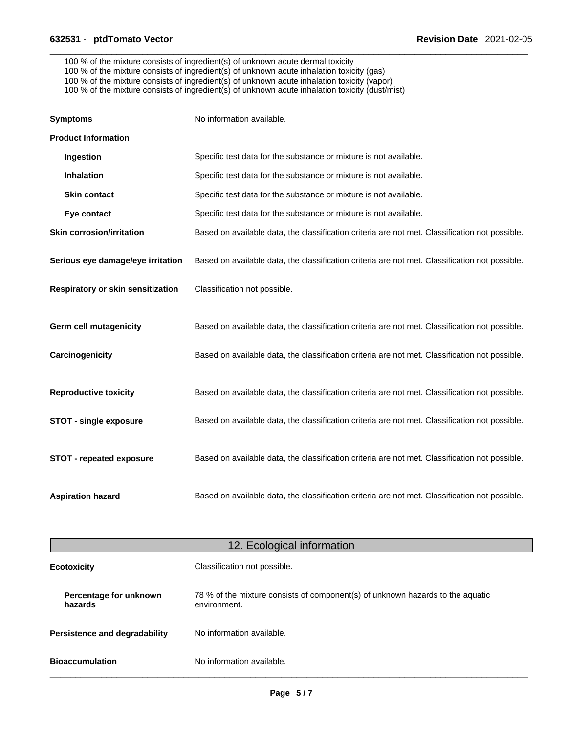100 % of the mixture consists of ingredient(s) of unknown acute dermal toxicity
100 % of the mixture consists of ingredient(s) of unknown acute inhalation toxicity (gas)
100 % of the mixture consists of ingredient(s) of unknown acute inhalation toxicity (vapor)
100 % of the mixture consists of ingredient(s) of unknown acute inhalation toxicity (dust/mist)

**Symptoms** No information available.

**Product Information**

**Ingestion** Specific test data for the substance or mixture is not available.

**Inhalation** Specific test data for the substance or mixture is not available.

**Skin contact** Specific test data for the substance or mixture is not available.

**Eye contact** Specific test data for the substance or mixture is not available.

**Skin corrosion/irritation** Based on available data, the classification criteria are not met. Classification not possible.

**Serious eye damage/eye irritation** Based on available data, the classification criteria are not met. Classification not possible.

**Respiratory or skin sensitization** Classification not possible.

**Germ cell mutagenicity** Based on available data, the classification criteria are not met. Classification not possible.

**Carcinogenicity** Based on available data, the classification criteria are not met. Classification not possible.

**Reproductive toxicity** Based on available data, the classification criteria are not met. Classification not possible.

**STOT - single exposure** Based on available data, the classification criteria are not met. Classification not possible.

**STOT - repeated exposure** Based on available data, the classification criteria are not met. Classification not possible.

**Aspiration hazard** Based on available data, the classification criteria are not met. Classification not possible.

## 12. Ecological information

**Ecotoxicity** Classification not possible.

**Percentage for unknown hazards** 78 % of the mixture consists of component(s) of unknown hazards to the aquatic environment.

**Persistence and degradability** No information available.

**Bioaccumulation** No information available.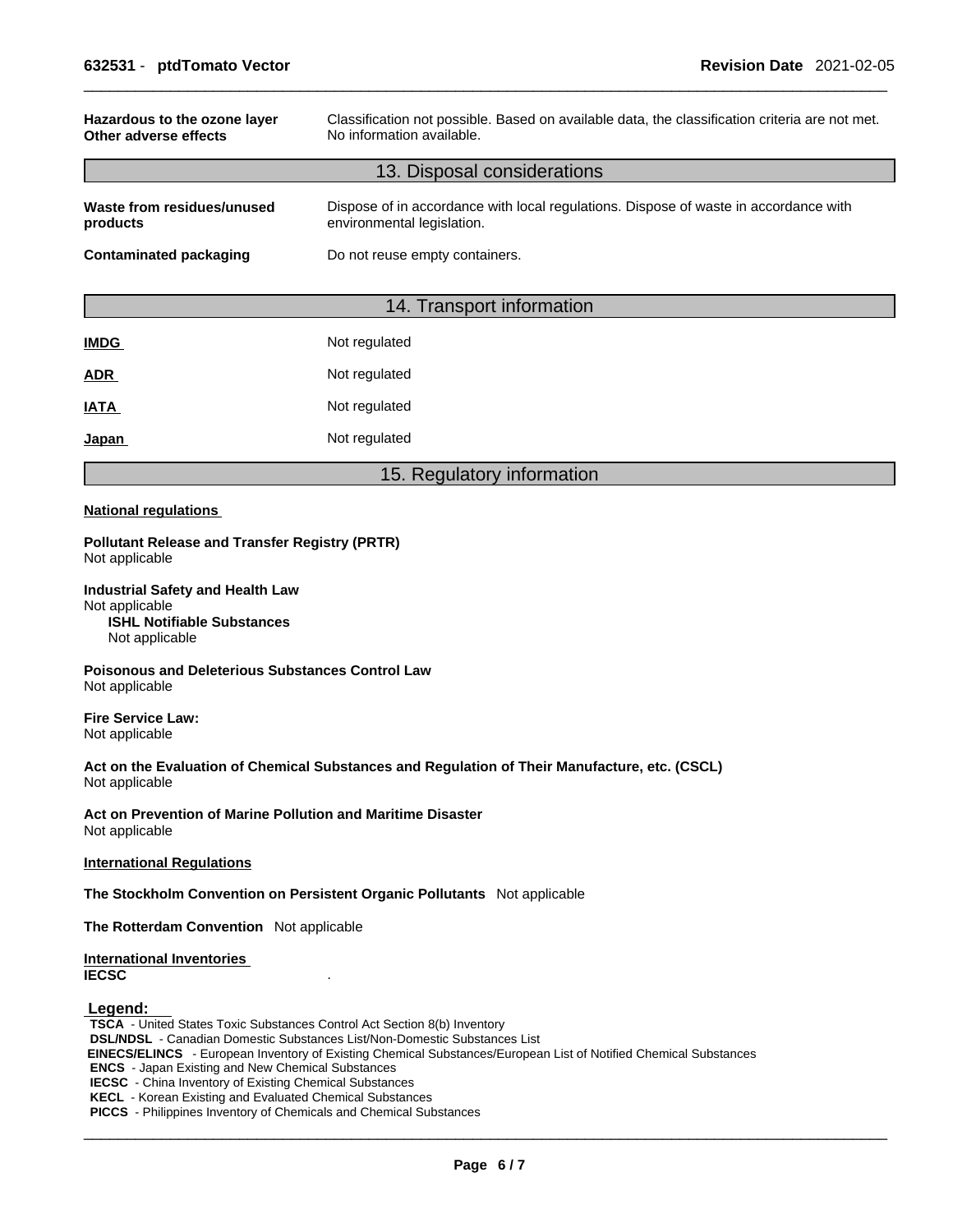| | |
|---|---|
| **Hazardous to the ozone layer** | Classification not possible. Based on available data, the classification criteria are not met. |
| **Other adverse effects** | No information available. |

## 13. Disposal considerations

| | |
|---|---|
| **Waste from residues/unused products** | Dispose of in accordance with local regulations. Dispose of waste in accordance with environmental legislation. |
| **Contaminated packaging** | Do not reuse empty containers. |

## 14. Transport information

| | |
|---|---|
| **IMDG** | Not regulated |
| **ADR** | Not regulated |
| **IATA** | Not regulated |
| **Japan** | Not regulated |

## 15. Regulatory information

**National regulations**

**Pollutant Release and Transfer Registry (PRTR)**
Not applicable

**Industrial Safety and Health Law**
Not applicable
**ISHL Notifiable Substances**
Not applicable

**Poisonous and Deleterious Substances Control Law**
Not applicable

**Fire Service Law:**
Not applicable

**Act on the Evaluation of Chemical Substances and Regulation of Their Manufacture, etc. (CSCL)**
Not applicable

**Act on Prevention of Marine Pollution and Maritime Disaster**
Not applicable

**International Regulations**

**The Stockholm Convention on Persistent Organic Pollutants** Not applicable

**The Rotterdam Convention** Not applicable

**International Inventories**
**IECSC** .

**Legend:**
**TSCA** - United States Toxic Substances Control Act Section 8(b) Inventory
**DSL/NDSL** - Canadian Domestic Substances List/Non-Domestic Substances List
**EINECS/ELINCS** - European Inventory of Existing Chemical Substances/European List of Notified Chemical Substances
**ENCS** - Japan Existing and New Chemical Substances
**IECSC** - China Inventory of Existing Chemical Substances
**KECL** - Korean Existing and Evaluated Chemical Substances
**PICCS** - Philippines Inventory of Chemicals and Chemical Substances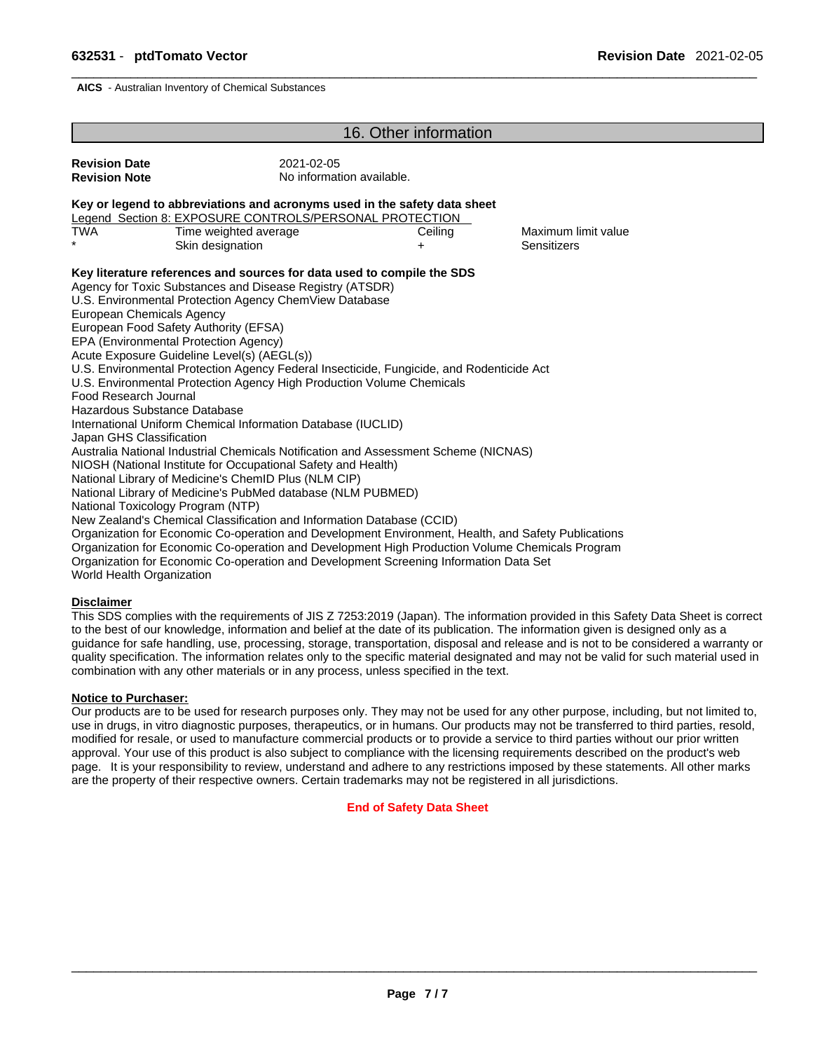AICS - Australian Inventory of Chemical Substances

## 16. Other information

**Revision Date** 2021-02-05
**Revision Note** No information available.

**Key or legend to abbreviations and acronyms used in the safety data sheet**

Legend Section 8: EXPOSURE CONTROLS/PERSONAL PROTECTION

| | | | |
|---|---|---|---|
| TWA | Time weighted average | Ceiling | Maximum limit value |
| * | Skin designation | + | Sensitizers |

**Key literature references and sources for data used to compile the SDS**

Agency for Toxic Substances and Disease Registry (ATSDR)
U.S. Environmental Protection Agency ChemView Database
European Chemicals Agency
European Food Safety Authority (EFSA)
EPA (Environmental Protection Agency)
Acute Exposure Guideline Level(s) (AEGL(s))
U.S. Environmental Protection Agency Federal Insecticide, Fungicide, and Rodenticide Act
U.S. Environmental Protection Agency High Production Volume Chemicals
Food Research Journal
Hazardous Substance Database
International Uniform Chemical Information Database (IUCLID)
Japan GHS Classification
Australia National Industrial Chemicals Notification and Assessment Scheme (NICNAS)
NIOSH (National Institute for Occupational Safety and Health)
National Library of Medicine's ChemID Plus (NLM CIP)
National Library of Medicine's PubMed database (NLM PUBMED)
National Toxicology Program (NTP)
New Zealand's Chemical Classification and Information Database (CCID)
Organization for Economic Co-operation and Development Environment, Health, and Safety Publications
Organization for Economic Co-operation and Development High Production Volume Chemicals Program
Organization for Economic Co-operation and Development Screening Information Data Set
World Health Organization

**Disclaimer**

This SDS complies with the requirements of JIS Z 7253:2019 (Japan). The information provided in this Safety Data Sheet is correct to the best of our knowledge, information and belief at the date of its publication. The information given is designed only as a guidance for safe handling, use, processing, storage, transportation, disposal and release and is not to be considered a warranty or quality specification. The information relates only to the specific material designated and may not be valid for such material used in combination with any other materials or in any process, unless specified in the text.

**Notice to Purchaser:**

Our products are to be used for research purposes only. They may not be used for any other purpose, including, but not limited to, use in drugs, in vitro diagnostic purposes, therapeutics, or in humans. Our products may not be transferred to third parties, resold, modified for resale, or used to manufacture commercial products or to provide a service to third parties without our prior written approval. Your use of this product is also subject to compliance with the licensing requirements described on the product's web page. It is your responsibility to review, understand and adhere to any restrictions imposed by these statements. All other marks are the property of their respective owners. Certain trademarks may not be registered in all jurisdictions.

**End of Safety Data Sheet**